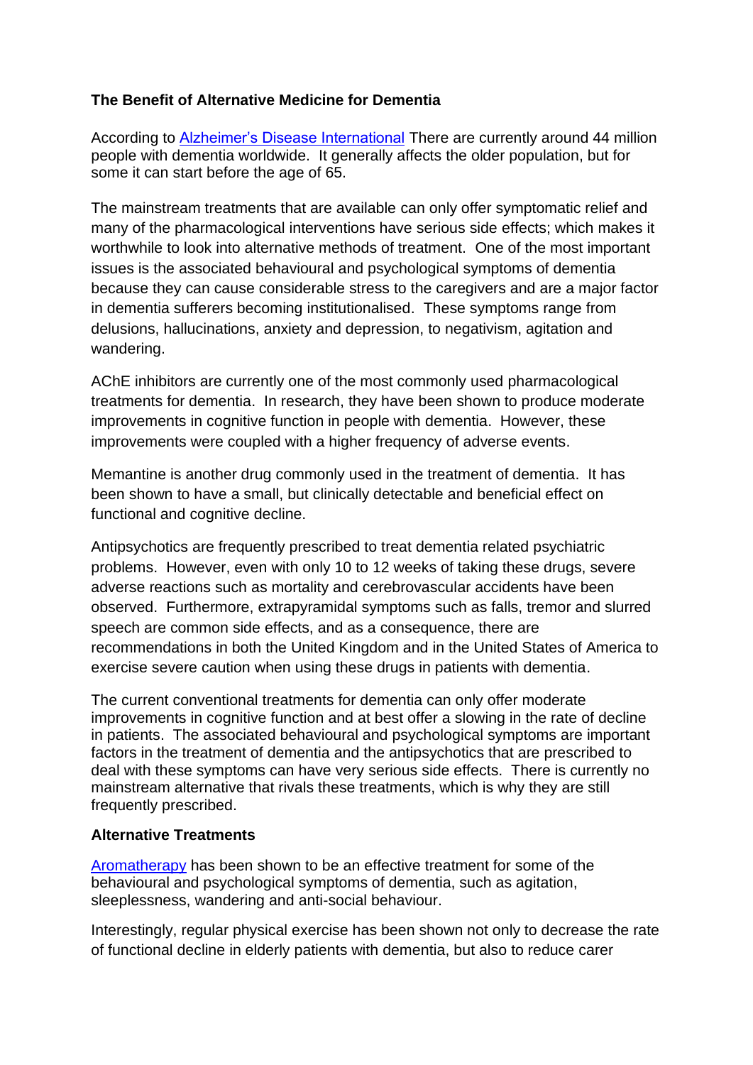**The Benefit of Alternative Medicine for Dementia**

According to [Alzheimer's Disease International](#) There are currently around 44 million people with dementia worldwide. It generally affects the older population, but for some it can start before the age of 65.

The mainstream treatments that are available can only offer symptomatic relief and many of the pharmacological interventions have serious side effects; which makes it worthwhile to look into alternative methods of treatment. One of the most important issues is the associated behavioural and psychological symptoms of dementia because they can cause considerable stress to the caregivers and are a major factor in dementia sufferers becoming institutionalised. These symptoms range from delusions, hallucinations, anxiety and depression, to negativism, agitation and wandering.

AChE inhibitors are currently one of the most commonly used pharmacological treatments for dementia. In research, they have been shown to produce moderate improvements in cognitive function in people with dementia. However, these improvements were coupled with a higher frequency of adverse events.

Memantine is another drug commonly used in the treatment of dementia. It has been shown to have a small, but clinically detectable and beneficial effect on functional and cognitive decline.

Antipsychotics are frequently prescribed to treat dementia related psychiatric problems. However, even with only 10 to 12 weeks of taking these drugs, severe adverse reactions such as mortality and cerebrovascular accidents have been observed. Furthermore, extrapyramidal symptoms such as falls, tremor and slurred speech are common side effects, and as a consequence, there are recommendations in both the United Kingdom and in the United States of America to exercise severe caution when using these drugs in patients with dementia.

The current conventional treatments for dementia can only offer moderate improvements in cognitive function and at best offer a slowing in the rate of decline in patients. The associated behavioural and psychological symptoms are important factors in the treatment of dementia and the antipsychotics that are prescribed to deal with these symptoms can have very serious side effects. There is currently no mainstream alternative that rivals these treatments, which is why they are still frequently prescribed.

**Alternative Treatments**

[Aromatherapy](#) has been shown to be an effective treatment for some of the behavioural and psychological symptoms of dementia, such as agitation, sleeplessness, wandering and anti-social behaviour.

Interestingly, regular physical exercise has been shown not only to decrease the rate of functional decline in elderly patients with dementia, but also to reduce carer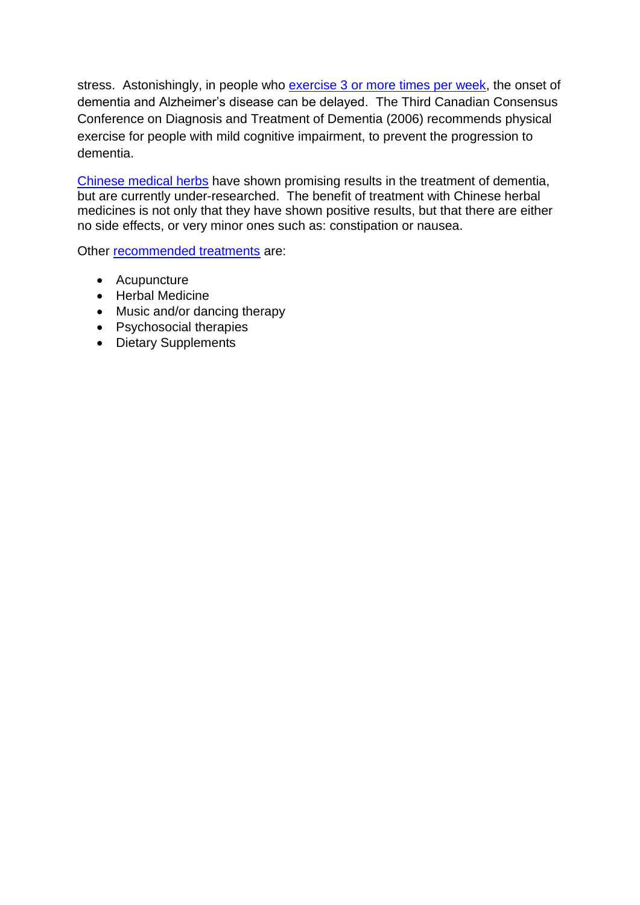stress. Astonishingly, in people who exercise 3 or more times per week, the onset of dementia and Alzheimer's disease can be delayed. The Third Canadian Consensus Conference on Diagnosis and Treatment of Dementia (2006) recommends physical exercise for people with mild cognitive impairment, to prevent the progression to dementia.

Chinese medical herbs have shown promising results in the treatment of dementia, but are currently under-researched. The benefit of treatment with Chinese herbal medicines is not only that they have shown positive results, but that there are either no side effects, or very minor ones such as: constipation or nausea.

Other recommended treatments are:

- Acupuncture
- Herbal Medicine
- Music and/or dancing therapy
- Psychosocial therapies
- Dietary Supplements